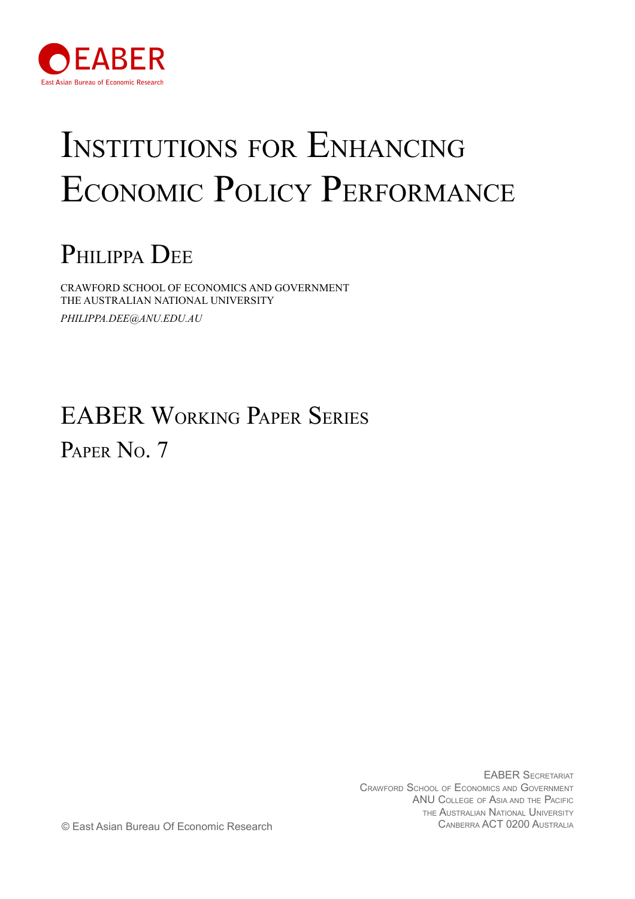EABER

East Asian Bureau of Economic Research

# Institutions for Enhancing Economic Policy Performance

## Philippa Dee

CRAWFORD SCHOOL OF ECONOMICS AND GOVERNMENT
THE AUSTRALIAN NATIONAL UNIVERSITY
*PHILIPPA.DEE@ANU.EDU.AU*

## EABER Working Paper Series

Paper No. 7

EABER Secretariat
Crawford School of Economics and Government
ANU College of Asia and the Pacific
The Australian National University
Canberra ACT 0200 Australia

© East Asian Bureau Of Economic Research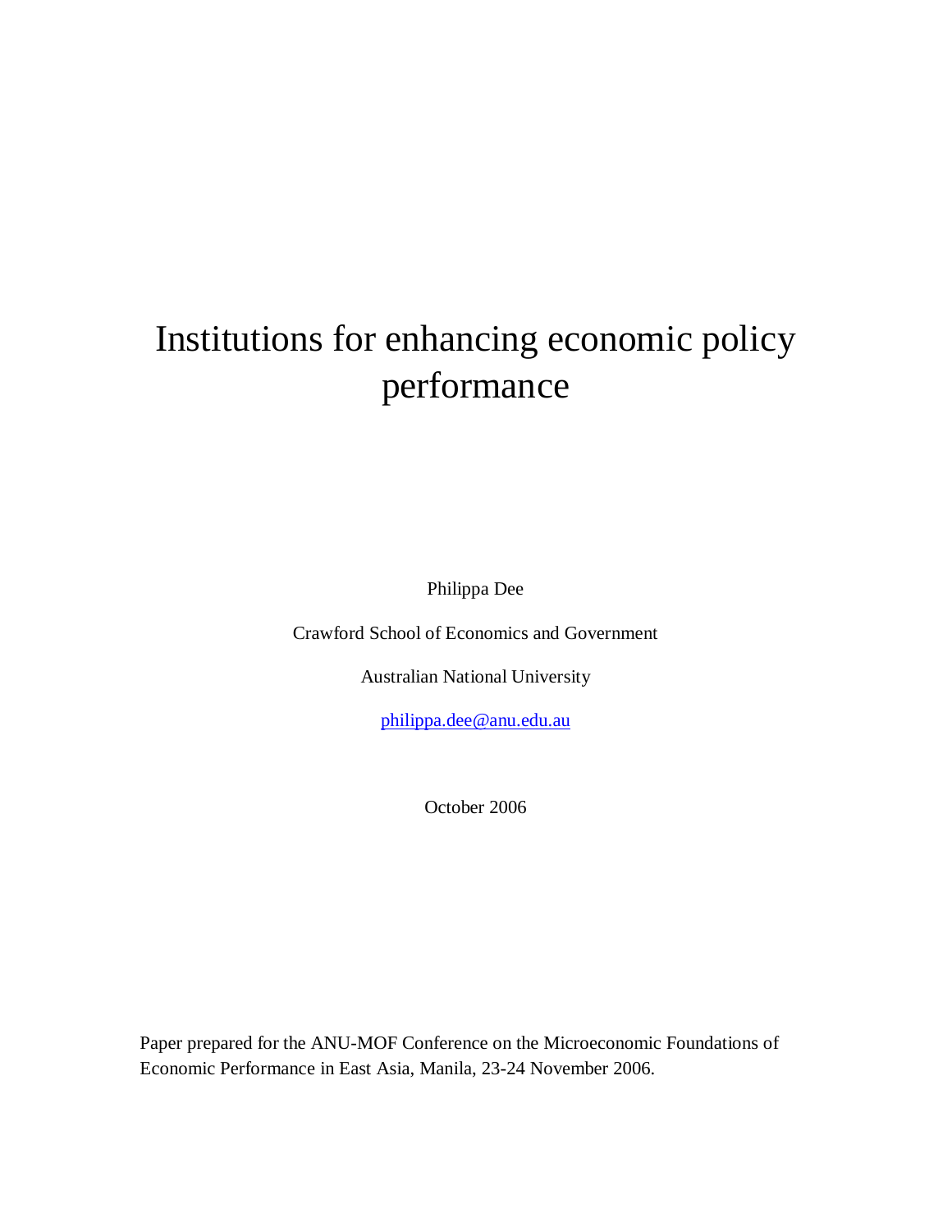# Institutions for enhancing economic policy performance

Philippa Dee

Crawford School of Economics and Government

Australian National University

philippa.dee@anu.edu.au

October 2006

Paper prepared for the ANU-MOF Conference on the Microeconomic Foundations of Economic Performance in East Asia, Manila, 23-24 November 2006.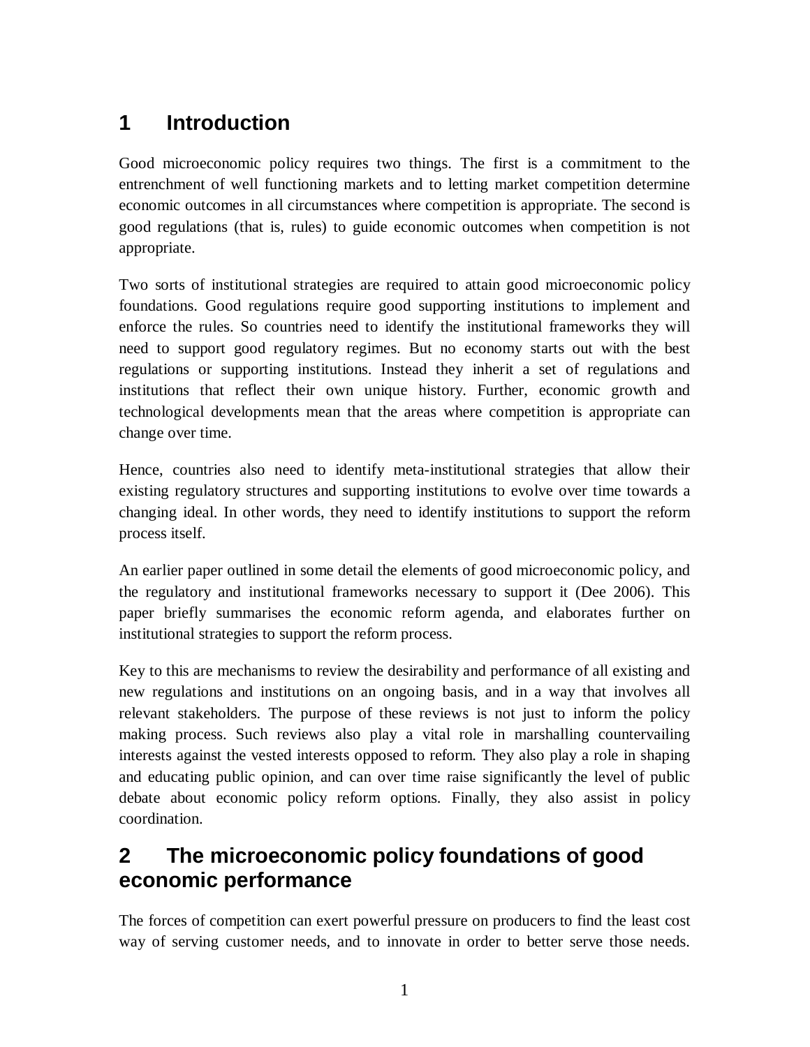# 1 Introduction

Good microeconomic policy requires two things. The first is a commitment to the entrenchment of well functioning markets and to letting market competition determine economic outcomes in all circumstances where competition is appropriate. The second is good regulations (that is, rules) to guide economic outcomes when competition is not appropriate.

Two sorts of institutional strategies are required to attain good microeconomic policy foundations. Good regulations require good supporting institutions to implement and enforce the rules. So countries need to identify the institutional frameworks they will need to support good regulatory regimes. But no economy starts out with the best regulations or supporting institutions. Instead they inherit a set of regulations and institutions that reflect their own unique history. Further, economic growth and technological developments mean that the areas where competition is appropriate can change over time.

Hence, countries also need to identify meta-institutional strategies that allow their existing regulatory structures and supporting institutions to evolve over time towards a changing ideal. In other words, they need to identify institutions to support the reform process itself.

An earlier paper outlined in some detail the elements of good microeconomic policy, and the regulatory and institutional frameworks necessary to support it (Dee 2006). This paper briefly summarises the economic reform agenda, and elaborates further on institutional strategies to support the reform process.

Key to this are mechanisms to review the desirability and performance of all existing and new regulations and institutions on an ongoing basis, and in a way that involves all relevant stakeholders. The purpose of these reviews is not just to inform the policy making process. Such reviews also play a vital role in marshalling countervailing interests against the vested interests opposed to reform. They also play a role in shaping and educating public opinion, and can over time raise significantly the level of public debate about economic policy reform options. Finally, they also assist in policy coordination.

# 2 The microeconomic policy foundations of good economic performance

The forces of competition can exert powerful pressure on producers to find the least cost way of serving customer needs, and to innovate in order to better serve those needs.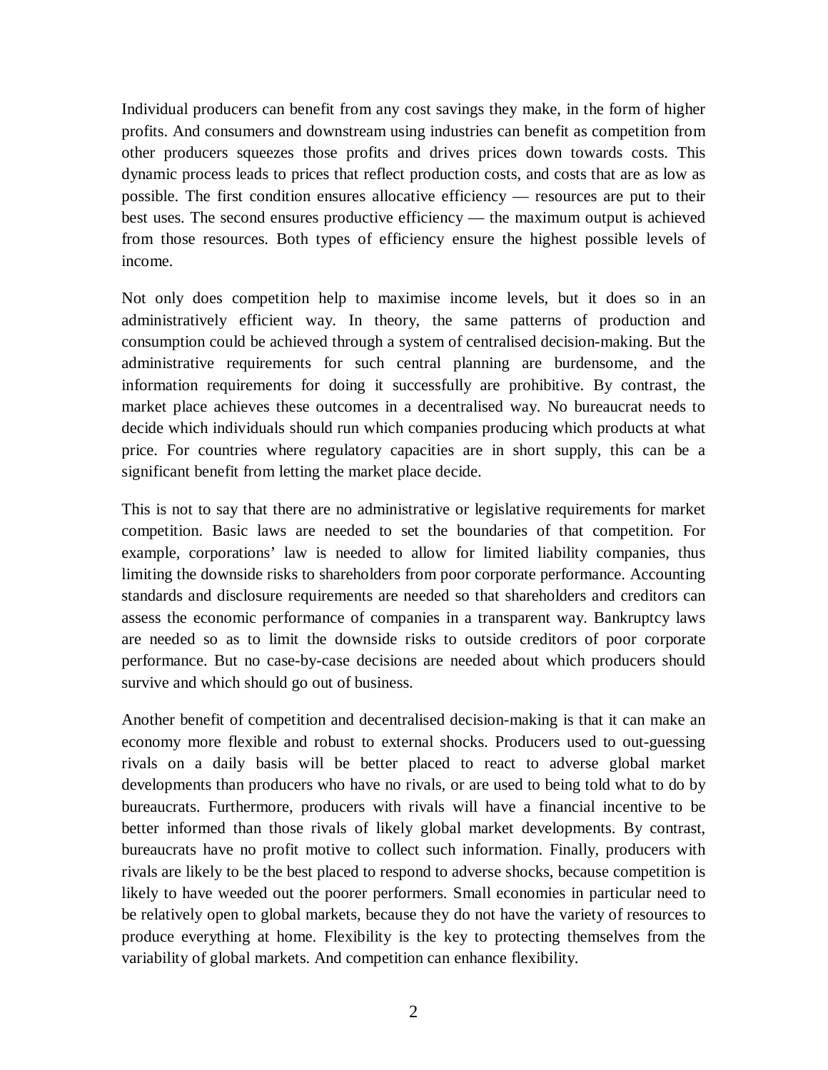Individual producers can benefit from any cost savings they make, in the form of higher profits. And consumers and downstream using industries can benefit as competition from other producers squeezes those profits and drives prices down towards costs. This dynamic process leads to prices that reflect production costs, and costs that are as low as possible. The first condition ensures allocative efficiency — resources are put to their best uses. The second ensures productive efficiency — the maximum output is achieved from those resources. Both types of efficiency ensure the highest possible levels of income.

Not only does competition help to maximise income levels, but it does so in an administratively efficient way. In theory, the same patterns of production and consumption could be achieved through a system of centralised decision-making. But the administrative requirements for such central planning are burdensome, and the information requirements for doing it successfully are prohibitive. By contrast, the market place achieves these outcomes in a decentralised way. No bureaucrat needs to decide which individuals should run which companies producing which products at what price. For countries where regulatory capacities are in short supply, this can be a significant benefit from letting the market place decide.

This is not to say that there are no administrative or legislative requirements for market competition. Basic laws are needed to set the boundaries of that competition. For example, corporations' law is needed to allow for limited liability companies, thus limiting the downside risks to shareholders from poor corporate performance. Accounting standards and disclosure requirements are needed so that shareholders and creditors can assess the economic performance of companies in a transparent way. Bankruptcy laws are needed so as to limit the downside risks to outside creditors of poor corporate performance. But no case-by-case decisions are needed about which producers should survive and which should go out of business.

Another benefit of competition and decentralised decision-making is that it can make an economy more flexible and robust to external shocks. Producers used to out-guessing rivals on a daily basis will be better placed to react to adverse global market developments than producers who have no rivals, or are used to being told what to do by bureaucrats. Furthermore, producers with rivals will have a financial incentive to be better informed than those rivals of likely global market developments. By contrast, bureaucrats have no profit motive to collect such information. Finally, producers with rivals are likely to be the best placed to respond to adverse shocks, because competition is likely to have weeded out the poorer performers. Small economies in particular need to be relatively open to global markets, because they do not have the variety of resources to produce everything at home. Flexibility is the key to protecting themselves from the variability of global markets. And competition can enhance flexibility.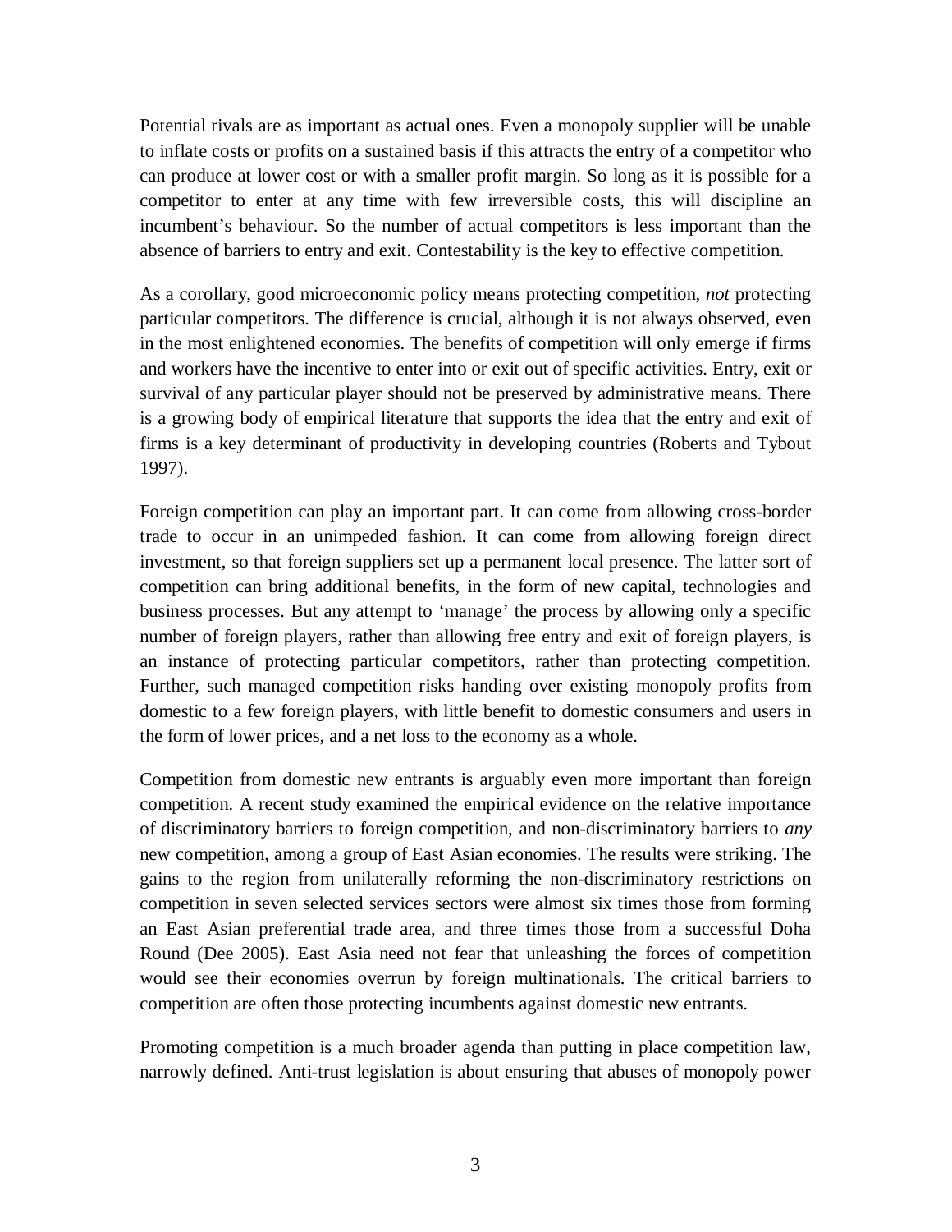Potential rivals are as important as actual ones. Even a monopoly supplier will be unable to inflate costs or profits on a sustained basis if this attracts the entry of a competitor who can produce at lower cost or with a smaller profit margin. So long as it is possible for a competitor to enter at any time with few irreversible costs, this will discipline an incumbent's behaviour. So the number of actual competitors is less important than the absence of barriers to entry and exit. Contestability is the key to effective competition.

As a corollary, good microeconomic policy means protecting competition, *not* protecting particular competitors. The difference is crucial, although it is not always observed, even in the most enlightened economies. The benefits of competition will only emerge if firms and workers have the incentive to enter into or exit out of specific activities. Entry, exit or survival of any particular player should not be preserved by administrative means. There is a growing body of empirical literature that supports the idea that the entry and exit of firms is a key determinant of productivity in developing countries (Roberts and Tybout 1997).

Foreign competition can play an important part. It can come from allowing cross-border trade to occur in an unimpeded fashion. It can come from allowing foreign direct investment, so that foreign suppliers set up a permanent local presence. The latter sort of competition can bring additional benefits, in the form of new capital, technologies and business processes. But any attempt to 'manage' the process by allowing only a specific number of foreign players, rather than allowing free entry and exit of foreign players, is an instance of protecting particular competitors, rather than protecting competition. Further, such managed competition risks handing over existing monopoly profits from domestic to a few foreign players, with little benefit to domestic consumers and users in the form of lower prices, and a net loss to the economy as a whole.

Competition from domestic new entrants is arguably even more important than foreign competition. A recent study examined the empirical evidence on the relative importance of discriminatory barriers to foreign competition, and non-discriminatory barriers to *any* new competition, among a group of East Asian economies. The results were striking. The gains to the region from unilaterally reforming the non-discriminatory restrictions on competition in seven selected services sectors were almost six times those from forming an East Asian preferential trade area, and three times those from a successful Doha Round (Dee 2005). East Asia need not fear that unleashing the forces of competition would see their economies overrun by foreign multinationals. The critical barriers to competition are often those protecting incumbents against domestic new entrants.

Promoting competition is a much broader agenda than putting in place competition law, narrowly defined. Anti-trust legislation is about ensuring that abuses of monopoly power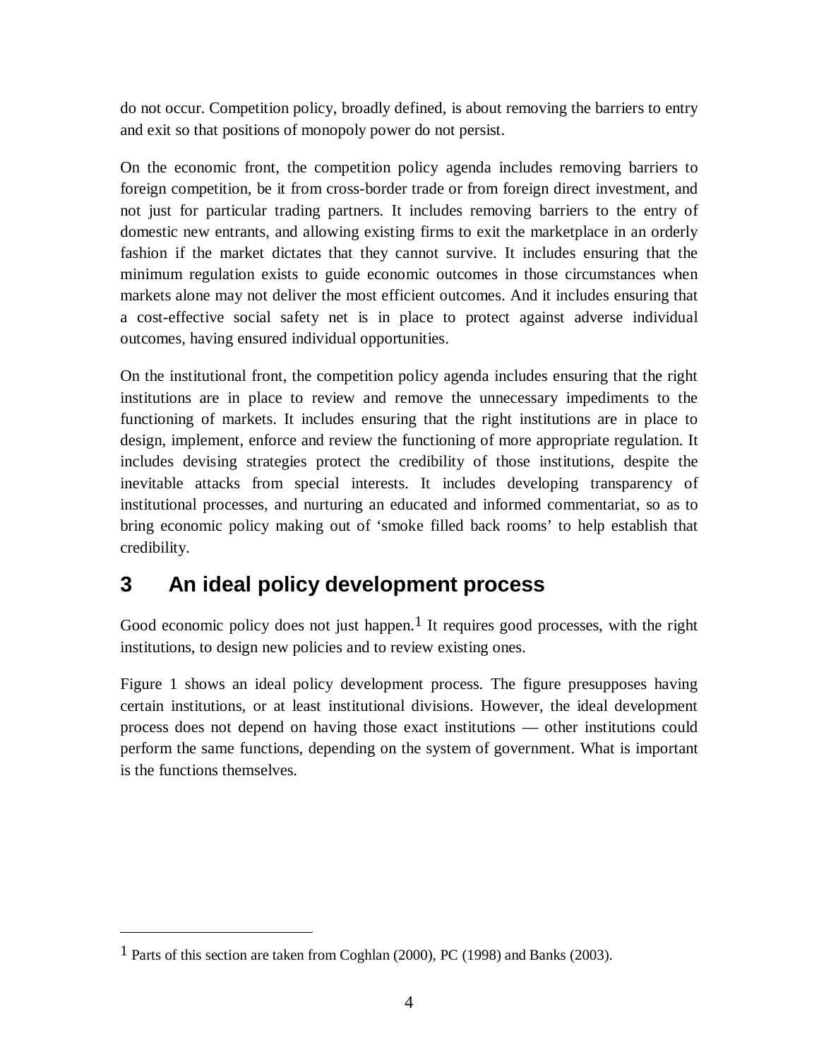do not occur. Competition policy, broadly defined, is about removing the barriers to entry and exit so that positions of monopoly power do not persist.

On the economic front, the competition policy agenda includes removing barriers to foreign competition, be it from cross-border trade or from foreign direct investment, and not just for particular trading partners. It includes removing barriers to the entry of domestic new entrants, and allowing existing firms to exit the marketplace in an orderly fashion if the market dictates that they cannot survive. It includes ensuring that the minimum regulation exists to guide economic outcomes in those circumstances when markets alone may not deliver the most efficient outcomes. And it includes ensuring that a cost-effective social safety net is in place to protect against adverse individual outcomes, having ensured individual opportunities.

On the institutional front, the competition policy agenda includes ensuring that the right institutions are in place to review and remove the unnecessary impediments to the functioning of markets. It includes ensuring that the right institutions are in place to design, implement, enforce and review the functioning of more appropriate regulation. It includes devising strategies protect the credibility of those institutions, despite the inevitable attacks from special interests. It includes developing transparency of institutional processes, and nurturing an educated and informed commentariat, so as to bring economic policy making out of 'smoke filled back rooms' to help establish that credibility.

## 3 An ideal policy development process

Good economic policy does not just happen.[1] It requires good processes, with the right institutions, to design new policies and to review existing ones.

Figure 1 shows an ideal policy development process. The figure presupposes having certain institutions, or at least institutional divisions. However, the ideal development process does not depend on having those exact institutions — other institutions could perform the same functions, depending on the system of government. What is important is the functions themselves.

---

[1] Parts of this section are taken from Coghlan (2000), PC (1998) and Banks (2003).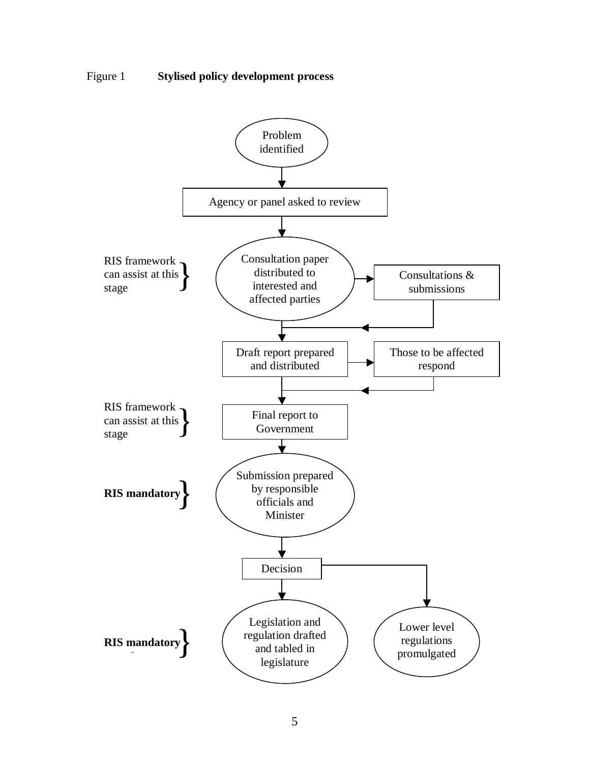Figure 1 **Stylised policy development process**

Problem identified

Agency or panel asked to review

RIS framework can assist at this stage — Consultation paper distributed to interested and affected parties → Consultations & submissions

Draft report prepared and distributed → Those to be affected respond

RIS framework can assist at this stage — Final report to Government

**RIS mandatory** — Submission prepared by responsible officials and Minister

Decision

**RIS mandatory** — Legislation and regulation drafted and tabled in legislature

Lower level regulations promulgated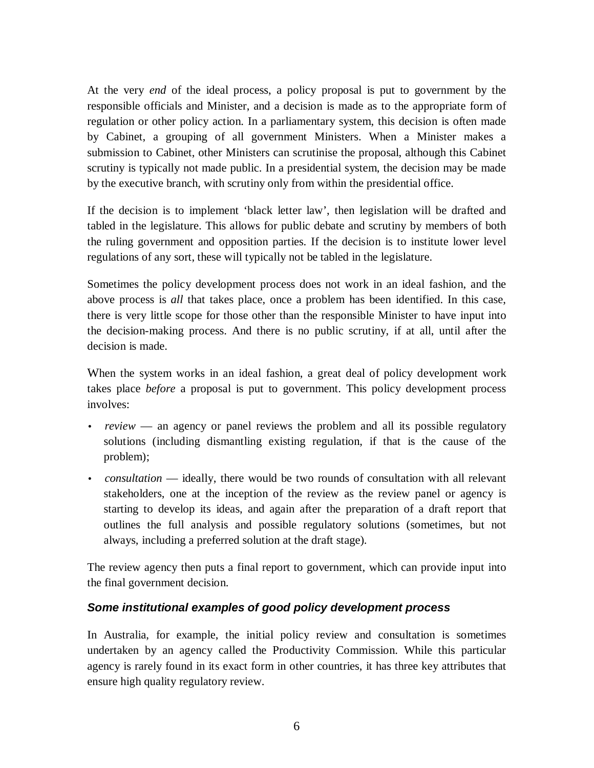At the very *end* of the ideal process, a policy proposal is put to government by the responsible officials and Minister, and a decision is made as to the appropriate form of regulation or other policy action. In a parliamentary system, this decision is often made by Cabinet, a grouping of all government Ministers. When a Minister makes a submission to Cabinet, other Ministers can scrutinise the proposal, although this Cabinet scrutiny is typically not made public. In a presidential system, the decision may be made by the executive branch, with scrutiny only from within the presidential office.

If the decision is to implement 'black letter law', then legislation will be drafted and tabled in the legislature. This allows for public debate and scrutiny by members of both the ruling government and opposition parties. If the decision is to institute lower level regulations of any sort, these will typically not be tabled in the legislature.

Sometimes the policy development process does not work in an ideal fashion, and the above process is *all* that takes place, once a problem has been identified. In this case, there is very little scope for those other than the responsible Minister to have input into the decision-making process. And there is no public scrutiny, if at all, until after the decision is made.

When the system works in an ideal fashion, a great deal of policy development work takes place *before* a proposal is put to government. This policy development process involves:

- *review* — an agency or panel reviews the problem and all its possible regulatory solutions (including dismantling existing regulation, if that is the cause of the problem);
- *consultation* — ideally, there would be two rounds of consultation with all relevant stakeholders, one at the inception of the review as the review panel or agency is starting to develop its ideas, and again after the preparation of a draft report that outlines the full analysis and possible regulatory solutions (sometimes, but not always, including a preferred solution at the draft stage).

The review agency then puts a final report to government, which can provide input into the final government decision.

### *Some institutional examples of good policy development process*

In Australia, for example, the initial policy review and consultation is sometimes undertaken by an agency called the Productivity Commission. While this particular agency is rarely found in its exact form in other countries, it has three key attributes that ensure high quality regulatory review.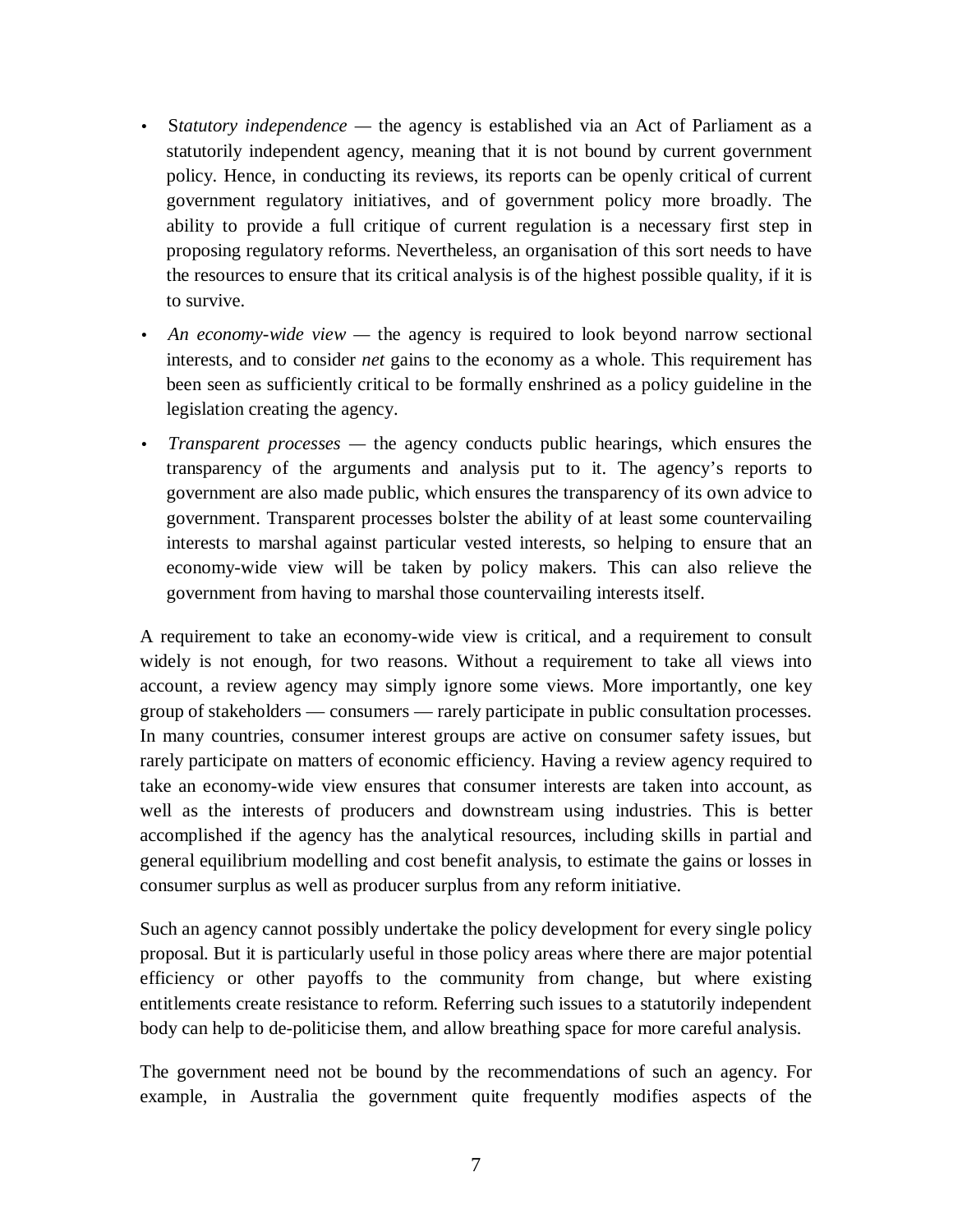- *Statutory independence* — the agency is established via an Act of Parliament as a statutorily independent agency, meaning that it is not bound by current government policy. Hence, in conducting its reviews, its reports can be openly critical of current government regulatory initiatives, and of government policy more broadly. The ability to provide a full critique of current regulation is a necessary first step in proposing regulatory reforms. Nevertheless, an organisation of this sort needs to have the resources to ensure that its critical analysis is of the highest possible quality, if it is to survive.
- *An economy-wide view* — the agency is required to look beyond narrow sectional interests, and to consider *net* gains to the economy as a whole. This requirement has been seen as sufficiently critical to be formally enshrined as a policy guideline in the legislation creating the agency.
- *Transparent processes* — the agency conducts public hearings, which ensures the transparency of the arguments and analysis put to it. The agency's reports to government are also made public, which ensures the transparency of its own advice to government. Transparent processes bolster the ability of at least some countervailing interests to marshal against particular vested interests, so helping to ensure that an economy-wide view will be taken by policy makers. This can also relieve the government from having to marshal those countervailing interests itself.

A requirement to take an economy-wide view is critical, and a requirement to consult widely is not enough, for two reasons. Without a requirement to take all views into account, a review agency may simply ignore some views. More importantly, one key group of stakeholders — consumers — rarely participate in public consultation processes. In many countries, consumer interest groups are active on consumer safety issues, but rarely participate on matters of economic efficiency. Having a review agency required to take an economy-wide view ensures that consumer interests are taken into account, as well as the interests of producers and downstream using industries. This is better accomplished if the agency has the analytical resources, including skills in partial and general equilibrium modelling and cost benefit analysis, to estimate the gains or losses in consumer surplus as well as producer surplus from any reform initiative.

Such an agency cannot possibly undertake the policy development for every single policy proposal. But it is particularly useful in those policy areas where there are major potential efficiency or other payoffs to the community from change, but where existing entitlements create resistance to reform. Referring such issues to a statutorily independent body can help to de-politicise them, and allow breathing space for more careful analysis.

The government need not be bound by the recommendations of such an agency. For example, in Australia the government quite frequently modifies aspects of the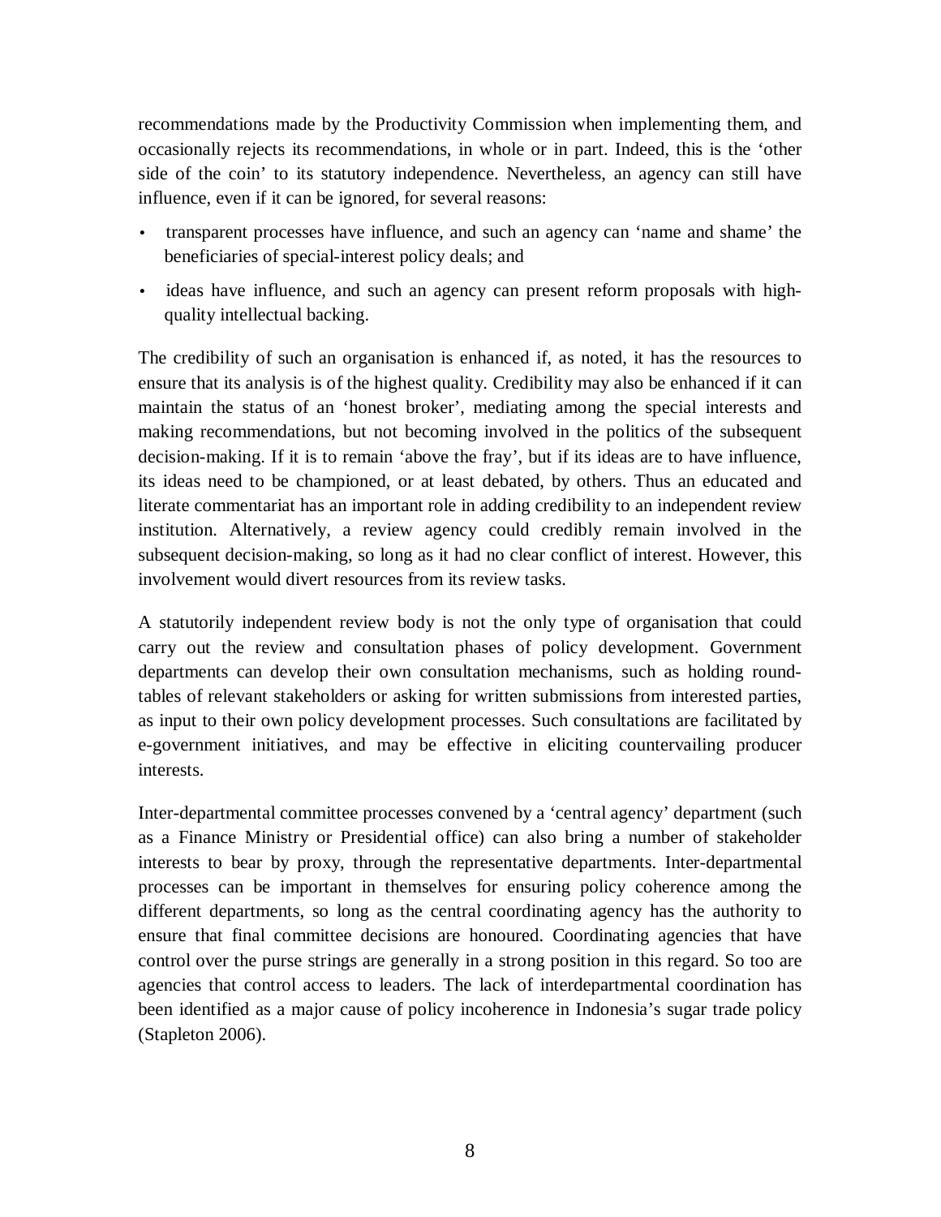recommendations made by the Productivity Commission when implementing them, and occasionally rejects its recommendations, in whole or in part. Indeed, this is the 'other side of the coin' to its statutory independence. Nevertheless, an agency can still have influence, even if it can be ignored, for several reasons:

- transparent processes have influence, and such an agency can 'name and shame' the beneficiaries of special-interest policy deals; and
- ideas have influence, and such an agency can present reform proposals with high-quality intellectual backing.

The credibility of such an organisation is enhanced if, as noted, it has the resources to ensure that its analysis is of the highest quality. Credibility may also be enhanced if it can maintain the status of an 'honest broker', mediating among the special interests and making recommendations, but not becoming involved in the politics of the subsequent decision-making. If it is to remain 'above the fray', but if its ideas are to have influence, its ideas need to be championed, or at least debated, by others. Thus an educated and literate commentariat has an important role in adding credibility to an independent review institution. Alternatively, a review agency could credibly remain involved in the subsequent decision-making, so long as it had no clear conflict of interest. However, this involvement would divert resources from its review tasks.

A statutorily independent review body is not the only type of organisation that could carry out the review and consultation phases of policy development. Government departments can develop their own consultation mechanisms, such as holding round-tables of relevant stakeholders or asking for written submissions from interested parties, as input to their own policy development processes. Such consultations are facilitated by e-government initiatives, and may be effective in eliciting countervailing producer interests.

Inter-departmental committee processes convened by a 'central agency' department (such as a Finance Ministry or Presidential office) can also bring a number of stakeholder interests to bear by proxy, through the representative departments. Inter-departmental processes can be important in themselves for ensuring policy coherence among the different departments, so long as the central coordinating agency has the authority to ensure that final committee decisions are honoured. Coordinating agencies that have control over the purse strings are generally in a strong position in this regard. So too are agencies that control access to leaders. The lack of interdepartmental coordination has been identified as a major cause of policy incoherence in Indonesia's sugar trade policy (Stapleton 2006).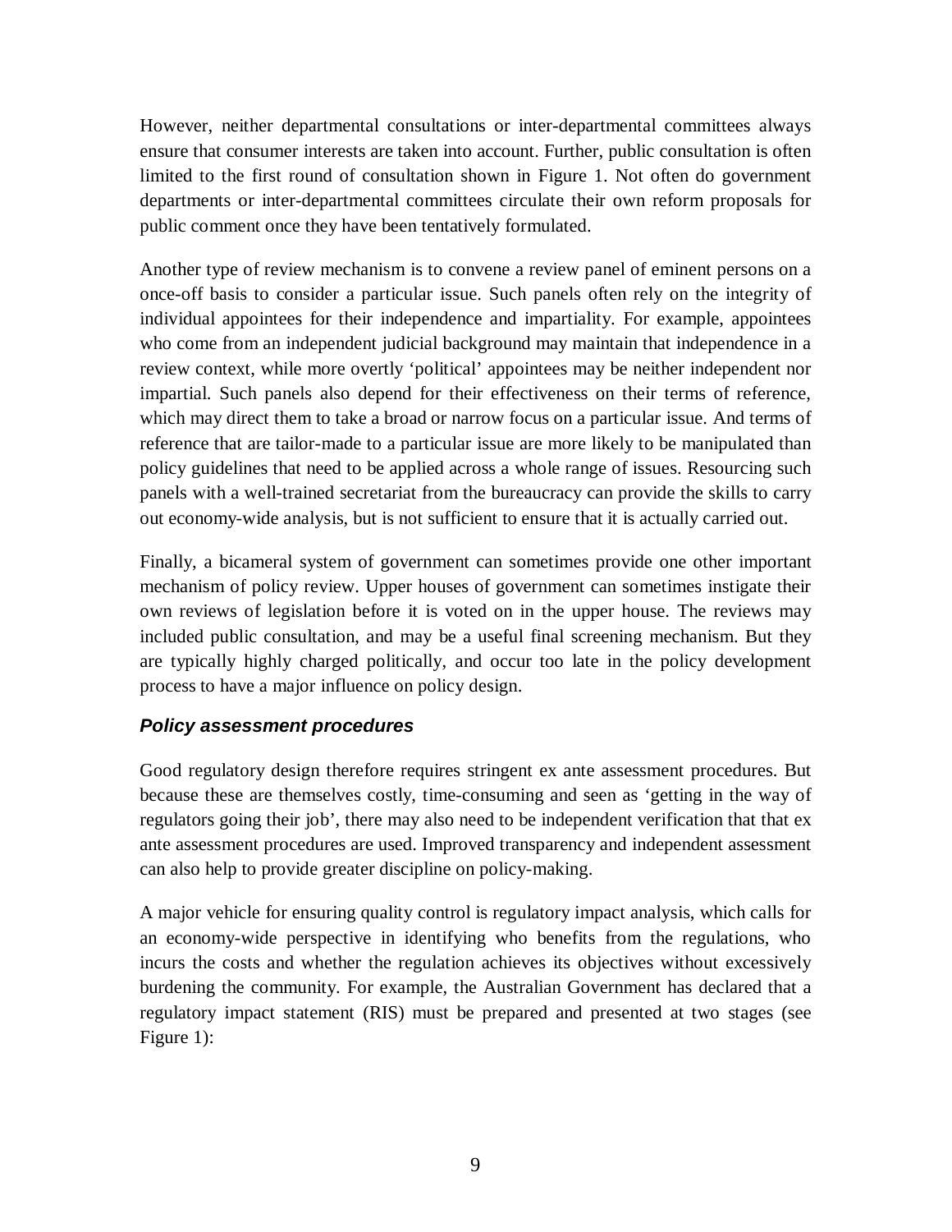However, neither departmental consultations or inter-departmental committees always ensure that consumer interests are taken into account. Further, public consultation is often limited to the first round of consultation shown in Figure 1. Not often do government departments or inter-departmental committees circulate their own reform proposals for public comment once they have been tentatively formulated.

Another type of review mechanism is to convene a review panel of eminent persons on a once-off basis to consider a particular issue. Such panels often rely on the integrity of individual appointees for their independence and impartiality. For example, appointees who come from an independent judicial background may maintain that independence in a review context, while more overtly 'political' appointees may be neither independent nor impartial. Such panels also depend for their effectiveness on their terms of reference, which may direct them to take a broad or narrow focus on a particular issue. And terms of reference that are tailor-made to a particular issue are more likely to be manipulated than policy guidelines that need to be applied across a whole range of issues. Resourcing such panels with a well-trained secretariat from the bureaucracy can provide the skills to carry out economy-wide analysis, but is not sufficient to ensure that it is actually carried out.

Finally, a bicameral system of government can sometimes provide one other important mechanism of policy review. Upper houses of government can sometimes instigate their own reviews of legislation before it is voted on in the upper house. The reviews may included public consultation, and may be a useful final screening mechanism. But they are typically highly charged politically, and occur too late in the policy development process to have a major influence on policy design.

### *Policy assessment procedures*

Good regulatory design therefore requires stringent ex ante assessment procedures. But because these are themselves costly, time-consuming and seen as 'getting in the way of regulators going their job', there may also need to be independent verification that that ex ante assessment procedures are used. Improved transparency and independent assessment can also help to provide greater discipline on policy-making.

A major vehicle for ensuring quality control is regulatory impact analysis, which calls for an economy-wide perspective in identifying who benefits from the regulations, who incurs the costs and whether the regulation achieves its objectives without excessively burdening the community. For example, the Australian Government has declared that a regulatory impact statement (RIS) must be prepared and presented at two stages (see Figure 1):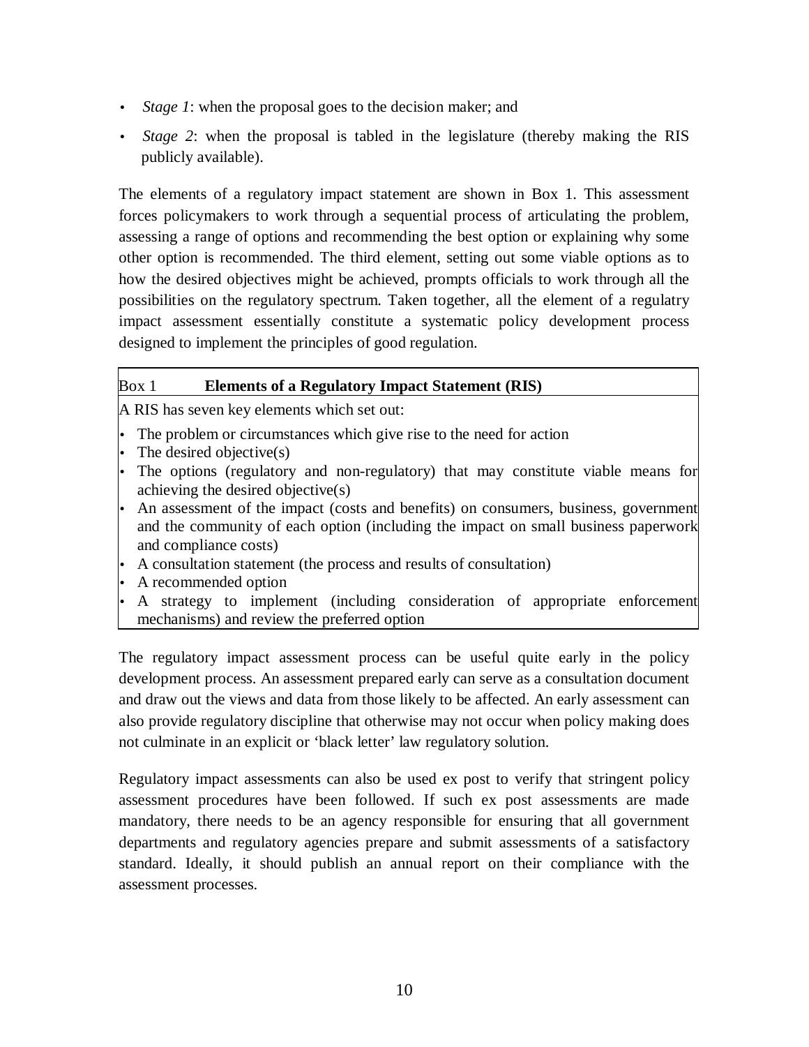- *Stage 1*: when the proposal goes to the decision maker; and
- *Stage 2*: when the proposal is tabled in the legislature (thereby making the RIS publicly available).

The elements of a regulatory impact statement are shown in Box 1. This assessment forces policymakers to work through a sequential process of articulating the problem, assessing a range of options and recommending the best option or explaining why some other option is recommended. The third element, setting out some viable options as to how the desired objectives might be achieved, prompts officials to work through all the possibilities on the regulatory spectrum. Taken together, all the element of a regulatry impact assessment essentially constitute a systematic policy development process designed to implement the principles of good regulation.

---

Box 1 **Elements of a Regulatory Impact Statement (RIS)**

A RIS has seven key elements which set out:

- The problem or circumstances which give rise to the need for action
- The desired objective(s)
- The options (regulatory and non-regulatory) that may constitute viable means for achieving the desired objective(s)
- An assessment of the impact (costs and benefits) on consumers, business, government and the community of each option (including the impact on small business paperwork and compliance costs)
- A consultation statement (the process and results of consultation)
- A recommended option
- A strategy to implement (including consideration of appropriate enforcement mechanisms) and review the preferred option

---

The regulatory impact assessment process can be useful quite early in the policy development process. An assessment prepared early can serve as a consultation document and draw out the views and data from those likely to be affected. An early assessment can also provide regulatory discipline that otherwise may not occur when policy making does not culminate in an explicit or 'black letter' law regulatory solution.

Regulatory impact assessments can also be used ex post to verify that stringent policy assessment procedures have been followed. If such ex post assessments are made mandatory, there needs to be an agency responsible for ensuring that all government departments and regulatory agencies prepare and submit assessments of a satisfactory standard. Ideally, it should publish an annual report on their compliance with the assessment processes.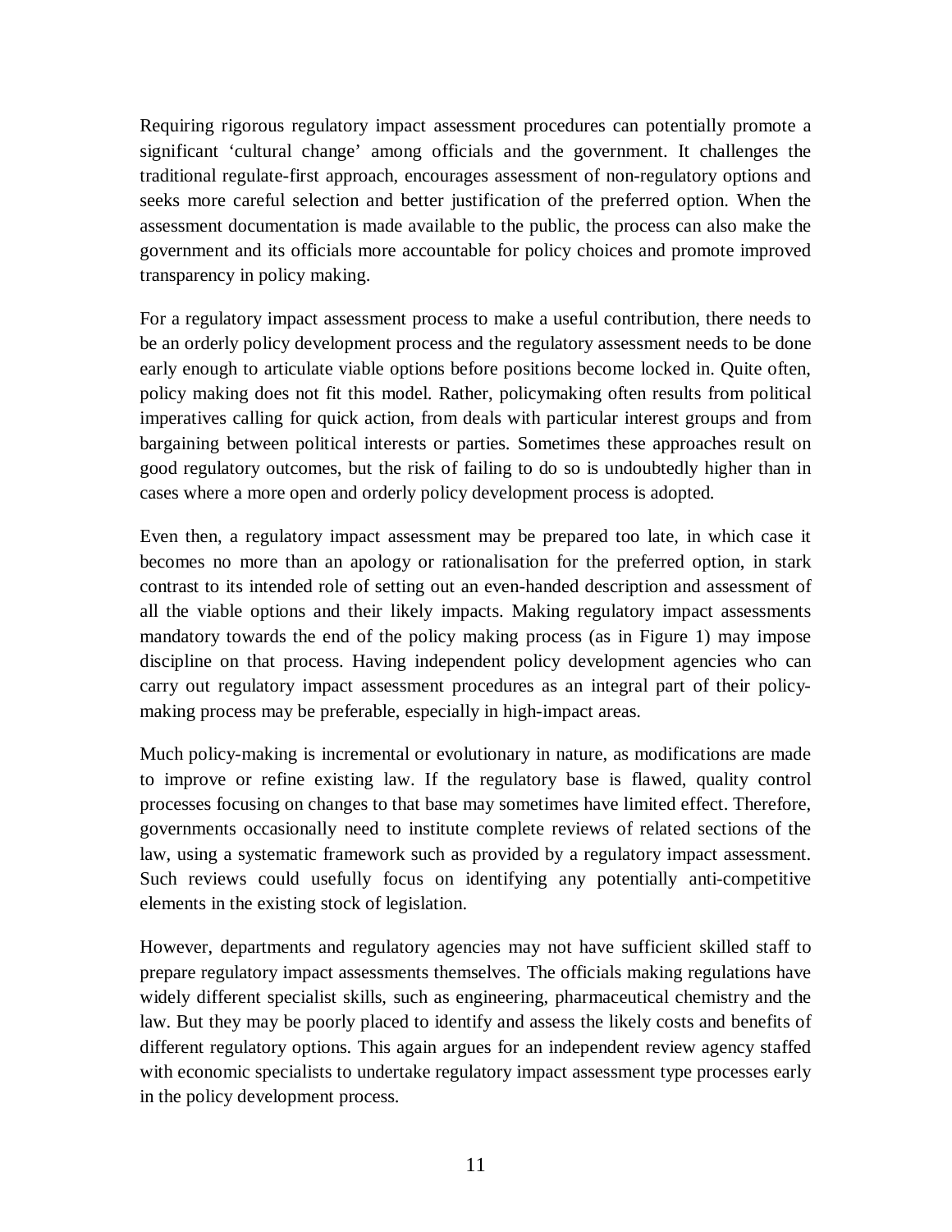Requiring rigorous regulatory impact assessment procedures can potentially promote a significant 'cultural change' among officials and the government. It challenges the traditional regulate-first approach, encourages assessment of non-regulatory options and seeks more careful selection and better justification of the preferred option. When the assessment documentation is made available to the public, the process can also make the government and its officials more accountable for policy choices and promote improved transparency in policy making.

For a regulatory impact assessment process to make a useful contribution, there needs to be an orderly policy development process and the regulatory assessment needs to be done early enough to articulate viable options before positions become locked in. Quite often, policy making does not fit this model. Rather, policymaking often results from political imperatives calling for quick action, from deals with particular interest groups and from bargaining between political interests or parties. Sometimes these approaches result on good regulatory outcomes, but the risk of failing to do so is undoubtedly higher than in cases where a more open and orderly policy development process is adopted.

Even then, a regulatory impact assessment may be prepared too late, in which case it becomes no more than an apology or rationalisation for the preferred option, in stark contrast to its intended role of setting out an even-handed description and assessment of all the viable options and their likely impacts. Making regulatory impact assessments mandatory towards the end of the policy making process (as in Figure 1) may impose discipline on that process. Having independent policy development agencies who can carry out regulatory impact assessment procedures as an integral part of their policy-making process may be preferable, especially in high-impact areas.

Much policy-making is incremental or evolutionary in nature, as modifications are made to improve or refine existing law. If the regulatory base is flawed, quality control processes focusing on changes to that base may sometimes have limited effect. Therefore, governments occasionally need to institute complete reviews of related sections of the law, using a systematic framework such as provided by a regulatory impact assessment. Such reviews could usefully focus on identifying any potentially anti-competitive elements in the existing stock of legislation.

However, departments and regulatory agencies may not have sufficient skilled staff to prepare regulatory impact assessments themselves. The officials making regulations have widely different specialist skills, such as engineering, pharmaceutical chemistry and the law. But they may be poorly placed to identify and assess the likely costs and benefits of different regulatory options. This again argues for an independent review agency staffed with economic specialists to undertake regulatory impact assessment type processes early in the policy development process.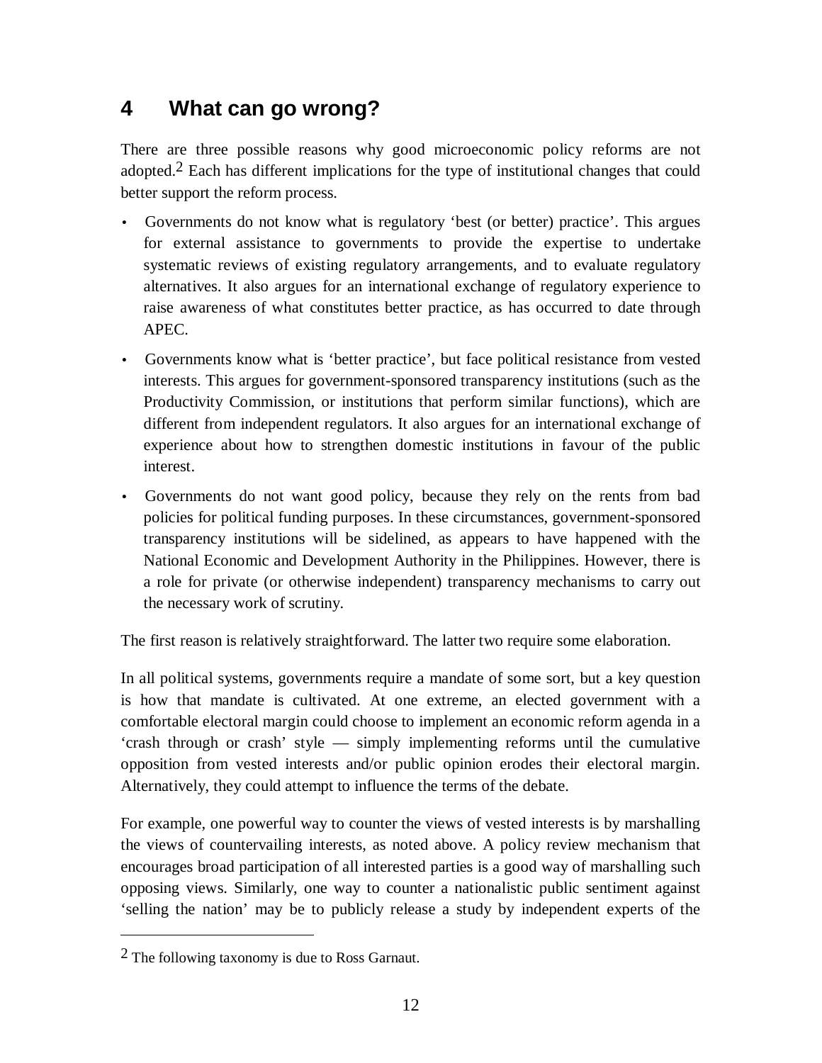# 4 What can go wrong?

There are three possible reasons why good microeconomic policy reforms are not adopted.[2] Each has different implications for the type of institutional changes that could better support the reform process.

- Governments do not know what is regulatory 'best (or better) practice'. This argues for external assistance to governments to provide the expertise to undertake systematic reviews of existing regulatory arrangements, and to evaluate regulatory alternatives. It also argues for an international exchange of regulatory experience to raise awareness of what constitutes better practice, as has occurred to date through APEC.
- Governments know what is 'better practice', but face political resistance from vested interests. This argues for government-sponsored transparency institutions (such as the Productivity Commission, or institutions that perform similar functions), which are different from independent regulators. It also argues for an international exchange of experience about how to strengthen domestic institutions in favour of the public interest.
- Governments do not want good policy, because they rely on the rents from bad policies for political funding purposes. In these circumstances, government-sponsored transparency institutions will be sidelined, as appears to have happened with the National Economic and Development Authority in the Philippines. However, there is a role for private (or otherwise independent) transparency mechanisms to carry out the necessary work of scrutiny.

The first reason is relatively straightforward. The latter two require some elaboration.

In all political systems, governments require a mandate of some sort, but a key question is how that mandate is cultivated. At one extreme, an elected government with a comfortable electoral margin could choose to implement an economic reform agenda in a 'crash through or crash' style — simply implementing reforms until the cumulative opposition from vested interests and/or public opinion erodes their electoral margin. Alternatively, they could attempt to influence the terms of the debate.

For example, one powerful way to counter the views of vested interests is by marshalling the views of countervailing interests, as noted above. A policy review mechanism that encourages broad participation of all interested parties is a good way of marshalling such opposing views. Similarly, one way to counter a nationalistic public sentiment against 'selling the nation' may be to publicly release a study by independent experts of the

---

[2] The following taxonomy is due to Ross Garnaut.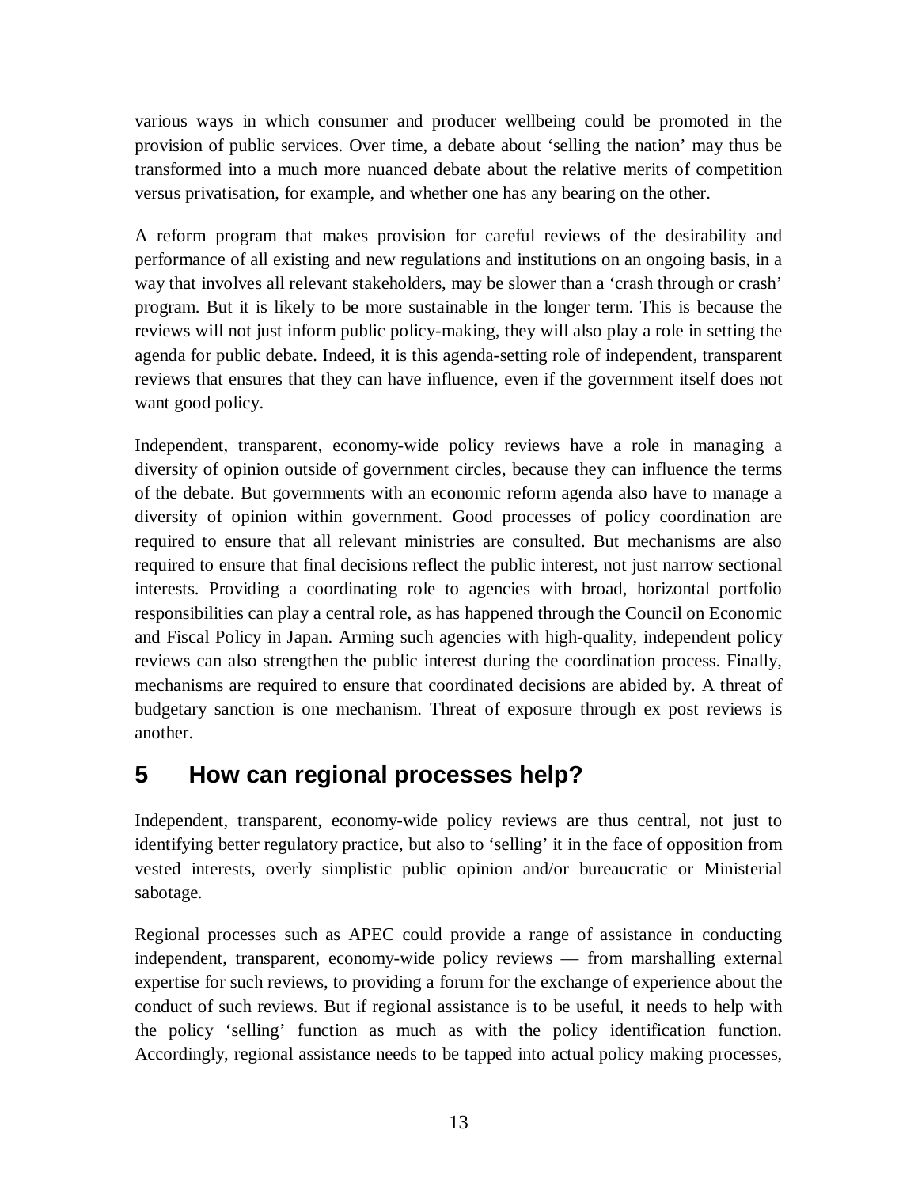various ways in which consumer and producer wellbeing could be promoted in the provision of public services. Over time, a debate about 'selling the nation' may thus be transformed into a much more nuanced debate about the relative merits of competition versus privatisation, for example, and whether one has any bearing on the other.

A reform program that makes provision for careful reviews of the desirability and performance of all existing and new regulations and institutions on an ongoing basis, in a way that involves all relevant stakeholders, may be slower than a 'crash through or crash' program. But it is likely to be more sustainable in the longer term. This is because the reviews will not just inform public policy-making, they will also play a role in setting the agenda for public debate. Indeed, it is this agenda-setting role of independent, transparent reviews that ensures that they can have influence, even if the government itself does not want good policy.

Independent, transparent, economy-wide policy reviews have a role in managing a diversity of opinion outside of government circles, because they can influence the terms of the debate. But governments with an economic reform agenda also have to manage a diversity of opinion within government. Good processes of policy coordination are required to ensure that all relevant ministries are consulted. But mechanisms are also required to ensure that final decisions reflect the public interest, not just narrow sectional interests. Providing a coordinating role to agencies with broad, horizontal portfolio responsibilities can play a central role, as has happened through the Council on Economic and Fiscal Policy in Japan. Arming such agencies with high-quality, independent policy reviews can also strengthen the public interest during the coordination process. Finally, mechanisms are required to ensure that coordinated decisions are abided by. A threat of budgetary sanction is one mechanism. Threat of exposure through ex post reviews is another.

## 5 How can regional processes help?

Independent, transparent, economy-wide policy reviews are thus central, not just to identifying better regulatory practice, but also to 'selling' it in the face of opposition from vested interests, overly simplistic public opinion and/or bureaucratic or Ministerial sabotage.

Regional processes such as APEC could provide a range of assistance in conducting independent, transparent, economy-wide policy reviews — from marshalling external expertise for such reviews, to providing a forum for the exchange of experience about the conduct of such reviews. But if regional assistance is to be useful, it needs to help with the policy 'selling' function as much as with the policy identification function. Accordingly, regional assistance needs to be tapped into actual policy making processes,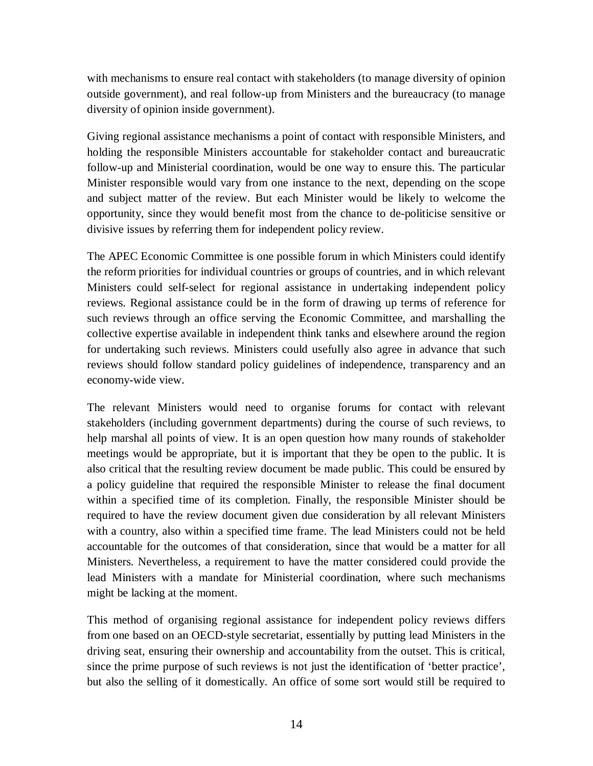with mechanisms to ensure real contact with stakeholders (to manage diversity of opinion outside government), and real follow-up from Ministers and the bureaucracy (to manage diversity of opinion inside government).

Giving regional assistance mechanisms a point of contact with responsible Ministers, and holding the responsible Ministers accountable for stakeholder contact and bureaucratic follow-up and Ministerial coordination, would be one way to ensure this. The particular Minister responsible would vary from one instance to the next, depending on the scope and subject matter of the review. But each Minister would be likely to welcome the opportunity, since they would benefit most from the chance to de-politicise sensitive or divisive issues by referring them for independent policy review.

The APEC Economic Committee is one possible forum in which Ministers could identify the reform priorities for individual countries or groups of countries, and in which relevant Ministers could self-select for regional assistance in undertaking independent policy reviews. Regional assistance could be in the form of drawing up terms of reference for such reviews through an office serving the Economic Committee, and marshalling the collective expertise available in independent think tanks and elsewhere around the region for undertaking such reviews. Ministers could usefully also agree in advance that such reviews should follow standard policy guidelines of independence, transparency and an economy-wide view.

The relevant Ministers would need to organise forums for contact with relevant stakeholders (including government departments) during the course of such reviews, to help marshal all points of view. It is an open question how many rounds of stakeholder meetings would be appropriate, but it is important that they be open to the public. It is also critical that the resulting review document be made public. This could be ensured by a policy guideline that required the responsible Minister to release the final document within a specified time of its completion. Finally, the responsible Minister should be required to have the review document given due consideration by all relevant Ministers with a country, also within a specified time frame. The lead Ministers could not be held accountable for the outcomes of that consideration, since that would be a matter for all Ministers. Nevertheless, a requirement to have the matter considered could provide the lead Ministers with a mandate for Ministerial coordination, where such mechanisms might be lacking at the moment.

This method of organising regional assistance for independent policy reviews differs from one based on an OECD-style secretariat, essentially by putting lead Ministers in the driving seat, ensuring their ownership and accountability from the outset. This is critical, since the prime purpose of such reviews is not just the identification of 'better practice', but also the selling of it domestically. An office of some sort would still be required to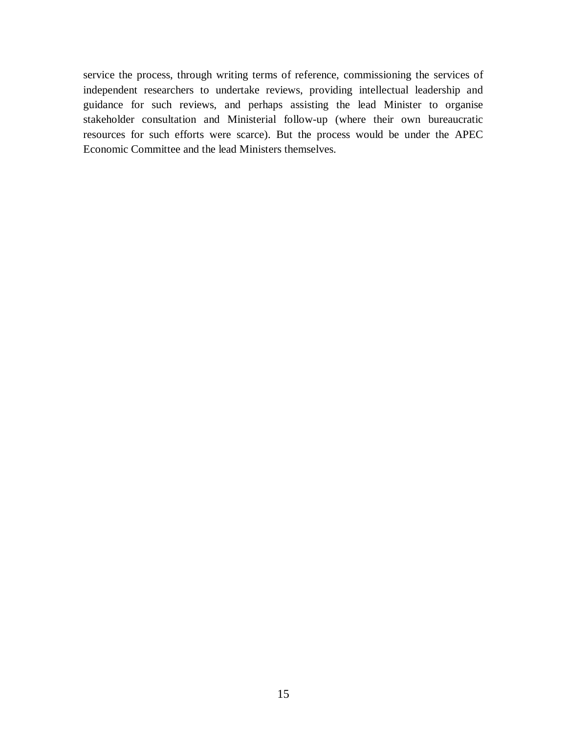service the process, through writing terms of reference, commissioning the services of independent researchers to undertake reviews, providing intellectual leadership and guidance for such reviews, and perhaps assisting the lead Minister to organise stakeholder consultation and Ministerial follow-up (where their own bureaucratic resources for such efforts were scarce). But the process would be under the APEC Economic Committee and the lead Ministers themselves.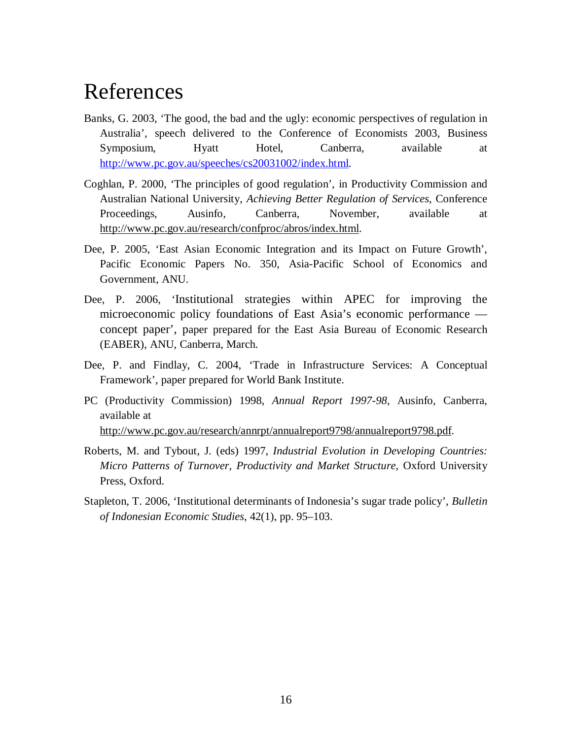# References

Banks, G. 2003, 'The good, the bad and the ugly: economic perspectives of regulation in Australia', speech delivered to the Conference of Economists 2003, Business Symposium, Hyatt Hotel, Canberra, available at http://www.pc.gov.au/speeches/cs20031002/index.html.

Coghlan, P. 2000, 'The principles of good regulation', in Productivity Commission and Australian National University, *Achieving Better Regulation of Services*, Conference Proceedings, Ausinfo, Canberra, November, available at http://www.pc.gov.au/research/confproc/abros/index.html.

Dee, P. 2005, 'East Asian Economic Integration and its Impact on Future Growth', Pacific Economic Papers No. 350, Asia-Pacific School of Economics and Government, ANU.

Dee, P. 2006, 'Institutional strategies within APEC for improving the microeconomic policy foundations of East Asia's economic performance — concept paper', paper prepared for the East Asia Bureau of Economic Research (EABER), ANU, Canberra, March.

Dee, P. and Findlay, C. 2004, 'Trade in Infrastructure Services: A Conceptual Framework', paper prepared for World Bank Institute.

PC (Productivity Commission) 1998, *Annual Report 1997-98*, Ausinfo, Canberra, available at http://www.pc.gov.au/research/annrpt/annualreport9798/annualreport9798.pdf.

Roberts, M. and Tybout, J. (eds) 1997, *Industrial Evolution in Developing Countries: Micro Patterns of Turnover, Productivity and Market Structure*, Oxford University Press, Oxford.

Stapleton, T. 2006, 'Institutional determinants of Indonesia's sugar trade policy', *Bulletin of Indonesian Economic Studies*, 42(1), pp. 95–103.